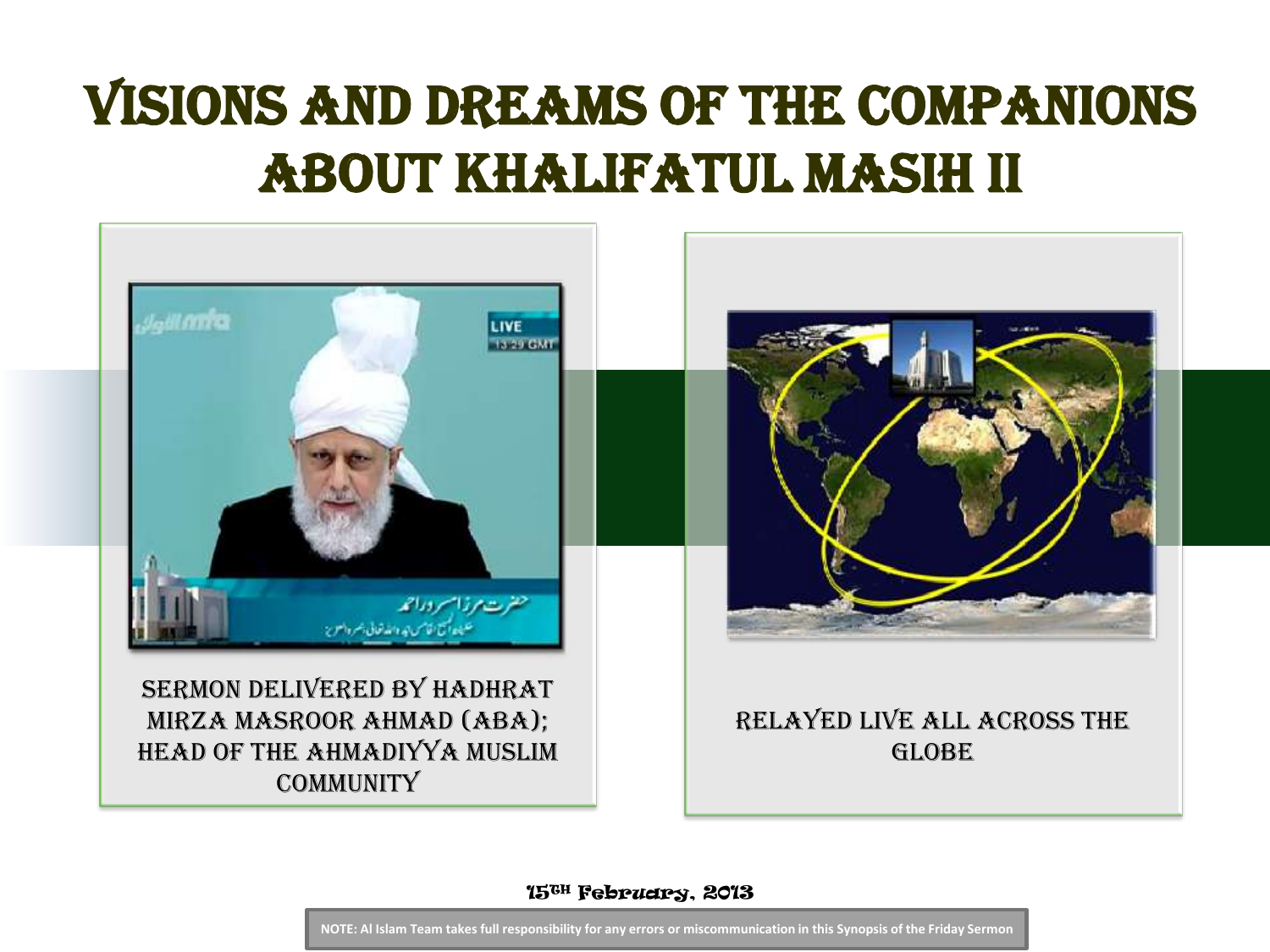# VISIONS AND DREAMS OF THE COMPANIONS ABOUT KHALIFATUL MASIH II

SERMON DELIVERED BY HADHRAT MIRZA MASROOR AHMAD (ABA); HEAD OF THE AHMADIYYA MUSLIM COMMUNITY

RELAYED LIVE ALL ACROSS THE GLOBE

15TH February, 2013

NOTE: Al Islam Team takes full responsibility for any errors or miscommunication in this Synopsis of the Friday Sermon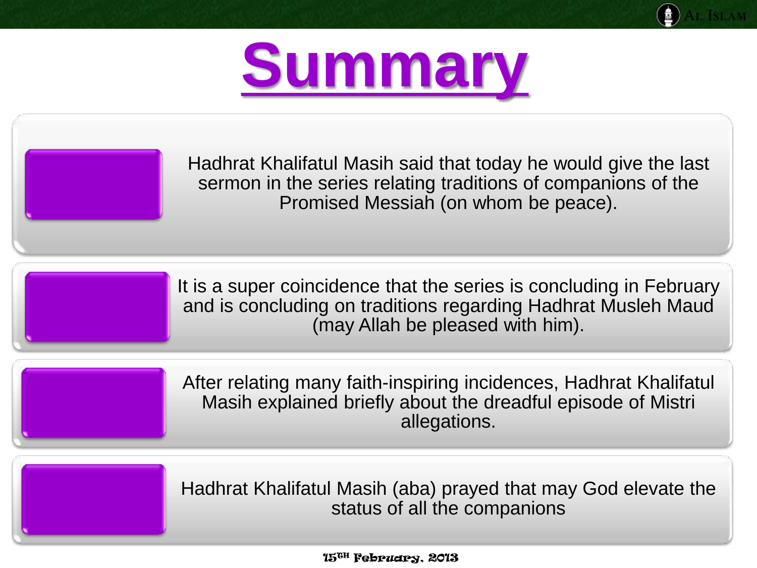# Summary

- Hadhrat Khalifatul Masih said that today he would give the last sermon in the series relating traditions of companions of the Promised Messiah (on whom be peace).
- It is a super coincidence that the series is concluding in February and is concluding on traditions regarding Hadhrat Musleh Maud (may Allah be pleased with him).
- After relating many faith-inspiring incidences, Hadhrat Khalifatul Masih explained briefly about the dreadful episode of Mistri allegations.
- Hadhrat Khalifatul Masih (aba) prayed that may God elevate the status of all the companions

15TH February, 2013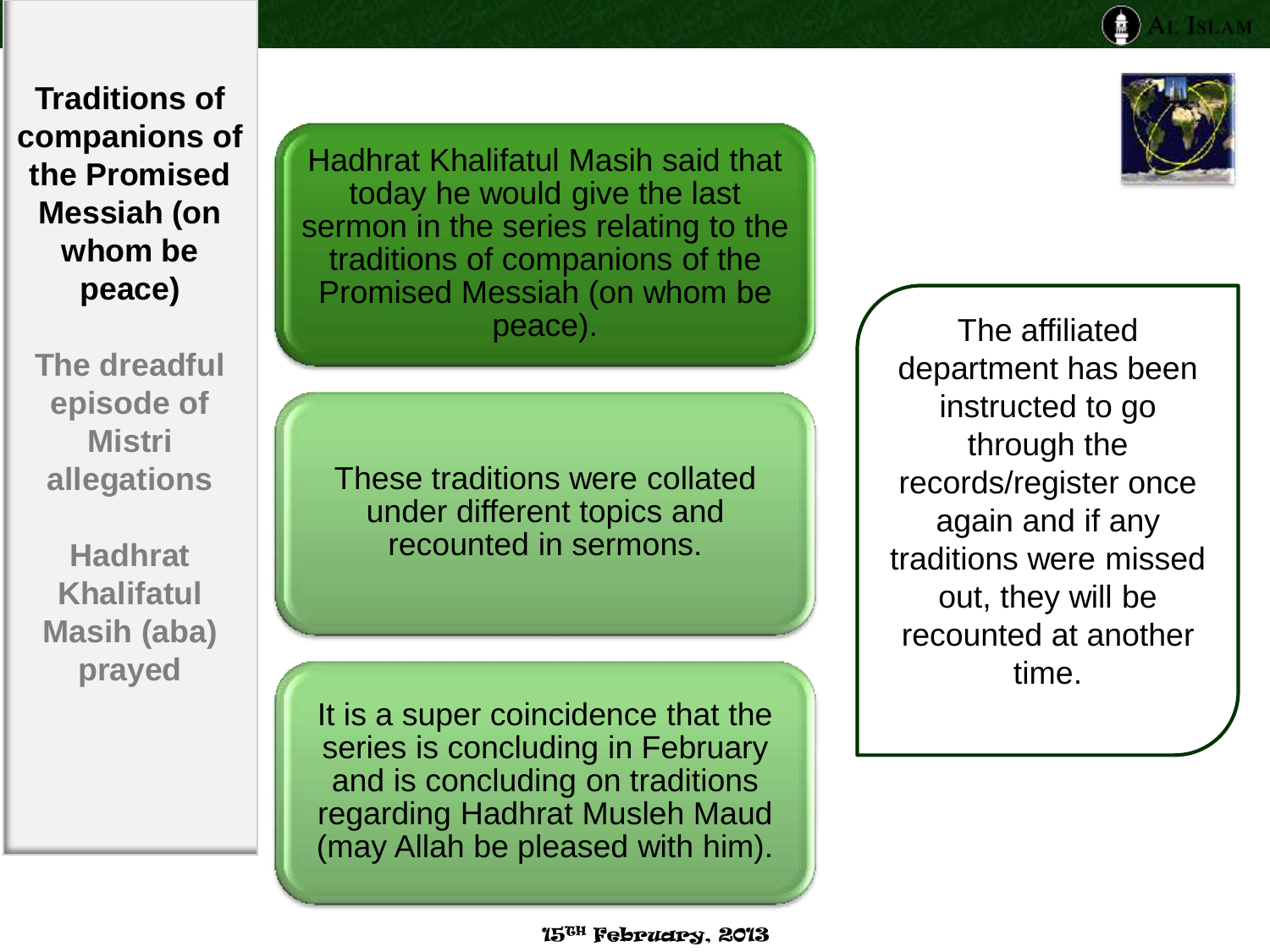## Traditions of companions of the Promised Messiah (on whom be peace)

The dreadful episode of Mistri allegations

Hadhrat Khalifatul Masih (aba) prayed

Hadhrat Khalifatul Masih said that today he would give the last sermon in the series relating to the traditions of companions of the Promised Messiah (on whom be peace).

These traditions were collated under different topics and recounted in sermons.

It is a super coincidence that the series is concluding in February and is concluding on traditions regarding Hadhrat Musleh Maud (may Allah be pleased with him).

The affiliated department has been instructed to go through the records/register once again and if any traditions were missed out, they will be recounted at another time.

15TH February, 2013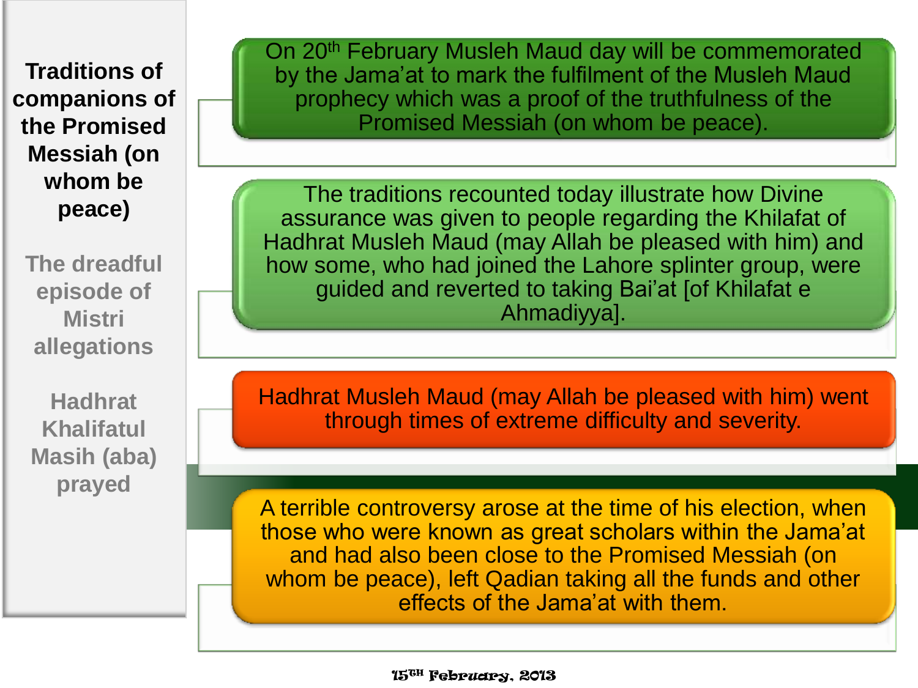**Traditions of companions of the Promised Messiah (on whom be peace)**

The dreadful episode of Mistri allegations

Hadhrat Khalifatul Masih (aba) prayed

On 20th February Musleh Maud day will be commemorated by the Jama'at to mark the fulfilment of the Musleh Maud prophecy which was a proof of the truthfulness of the Promised Messiah (on whom be peace).

The traditions recounted today illustrate how Divine assurance was given to people regarding the Khilafat of Hadhrat Musleh Maud (may Allah be pleased with him) and how some, who had joined the Lahore splinter group, were guided and reverted to taking Bai'at [of Khilafat e Ahmadiyya].

Hadhrat Musleh Maud (may Allah be pleased with him) went through times of extreme difficulty and severity.

A terrible controversy arose at the time of his election, when those who were known as great scholars within the Jama'at and had also been close to the Promised Messiah (on whom be peace), left Qadian taking all the funds and other effects of the Jama'at with them.

15TH February, 2013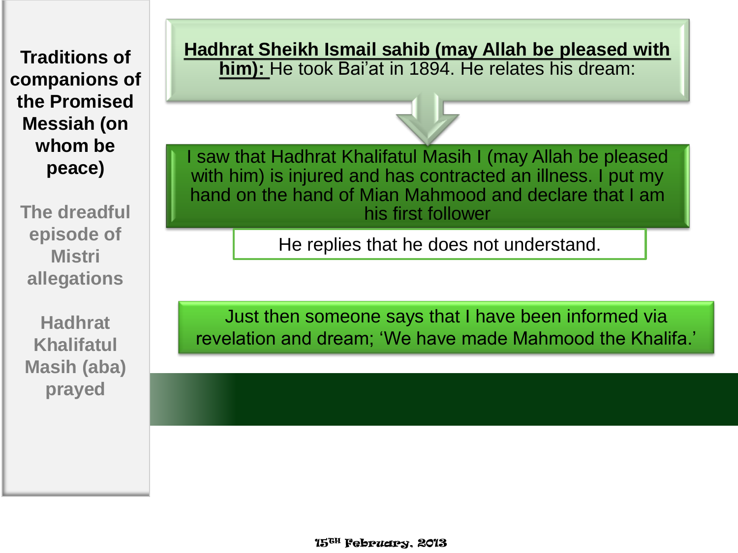**Traditions of companions of the Promised Messiah (on whom be peace)**

The dreadful episode of Mistri allegations

Hadhrat Khalifatul Masih (aba) prayed

**Hadhrat Sheikh Ismail sahib (may Allah be pleased with him):** He took Bai'at in 1894. He relates his dream:

I saw that Hadhrat Khalifatul Masih I (may Allah be pleased with him) is injured and has contracted an illness. I put my hand on the hand of Mian Mahmood and declare that I am his first follower

He replies that he does not understand.

Just then someone says that I have been informed via revelation and dream; 'We have made Mahmood the Khalifa.'

15TH February, 2013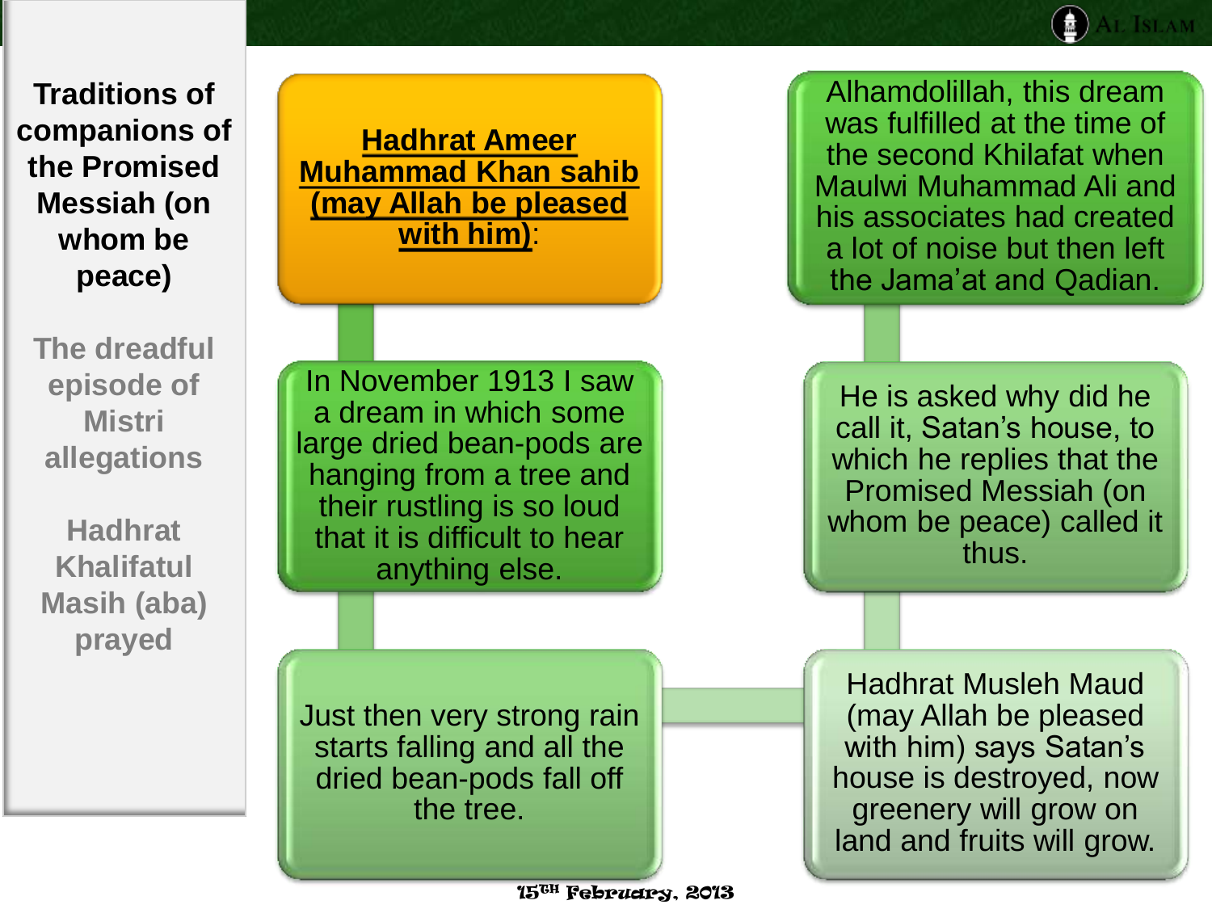**Traditions of companions of the Promised Messiah (on whom be peace)**

The dreadful episode of Mistri allegations

Hadhrat Khalifatul Masih (aba) prayed

**Hadhrat Ameer Muhammad Khan sahib (may Allah be pleased with him)**:

In November 1913 I saw a dream in which some large dried bean-pods are hanging from a tree and their rustling is so loud that it is difficult to hear anything else.

Just then very strong rain starts falling and all the dried bean-pods fall off the tree.

Hadhrat Musleh Maud (may Allah be pleased with him) says Satan's house is destroyed, now greenery will grow on land and fruits will grow.

He is asked why did he call it, Satan's house, to which he replies that the Promised Messiah (on whom be peace) called it thus.

Alhamdolillah, this dream was fulfilled at the time of the second Khilafat when Maulwi Muhammad Ali and his associates had created a lot of noise but then left the Jama'at and Qadian.

15TH February, 2013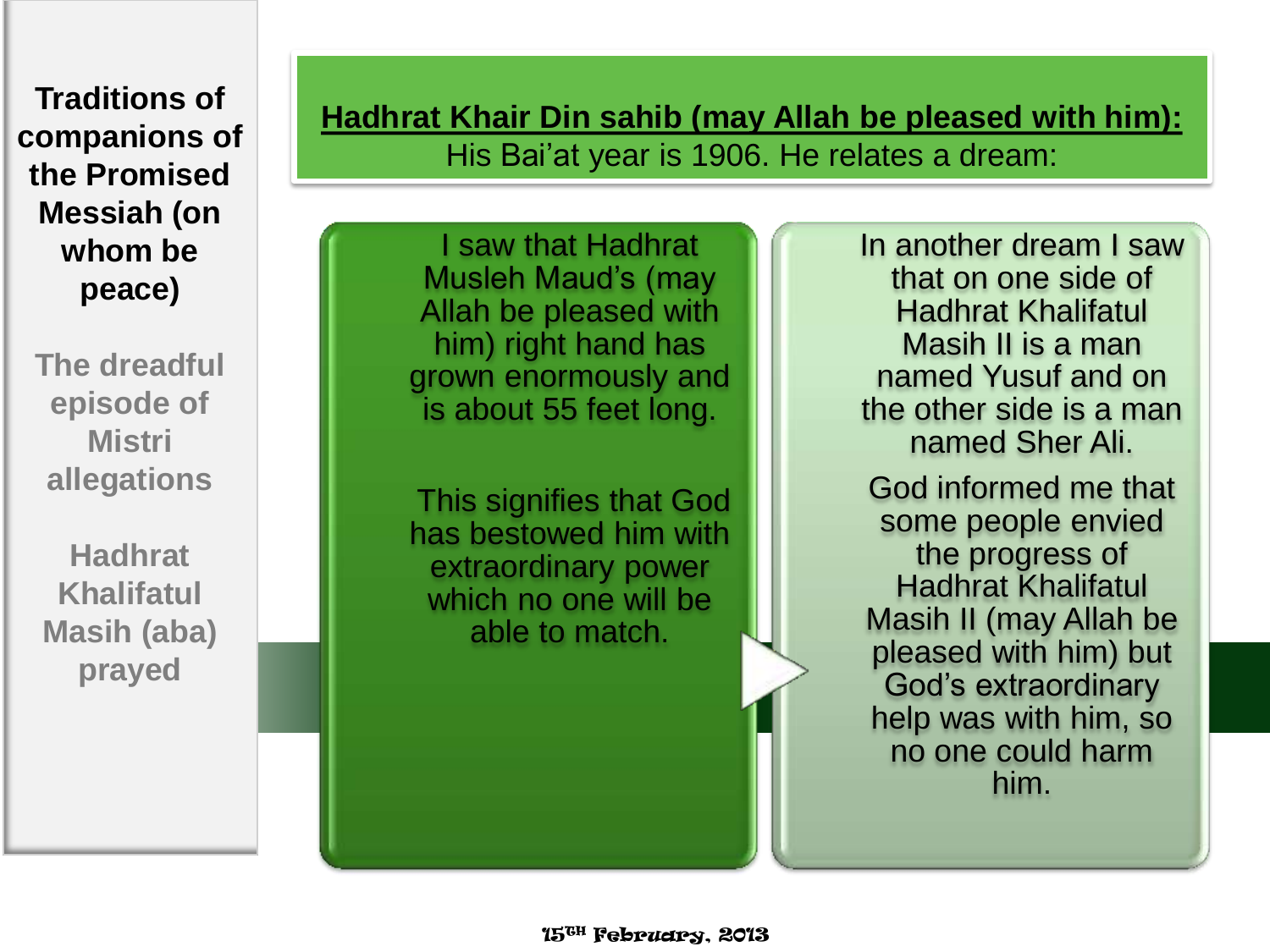**Traditions of companions of the Promised Messiah (on whom be peace)**

The dreadful episode of Mistri allegations

Hadhrat Khalifatul Masih (aba) prayed

## Hadhrat Khair Din sahib (may Allah be pleased with him):

His Bai'at year is 1906. He relates a dream:

I saw that Hadhrat Musleh Maud's (may Allah be pleased with him) right hand has grown enormously and is about 55 feet long.

This signifies that God has bestowed him with extraordinary power which no one will be able to match.

In another dream I saw that on one side of Hadhrat Khalifatul Masih II is a man named Yusuf and on the other side is a man named Sher Ali.

God informed me that some people envied the progress of Hadhrat Khalifatul Masih II (may Allah be pleased with him) but God's extraordinary help was with him, so no one could harm him.

15TH February, 2013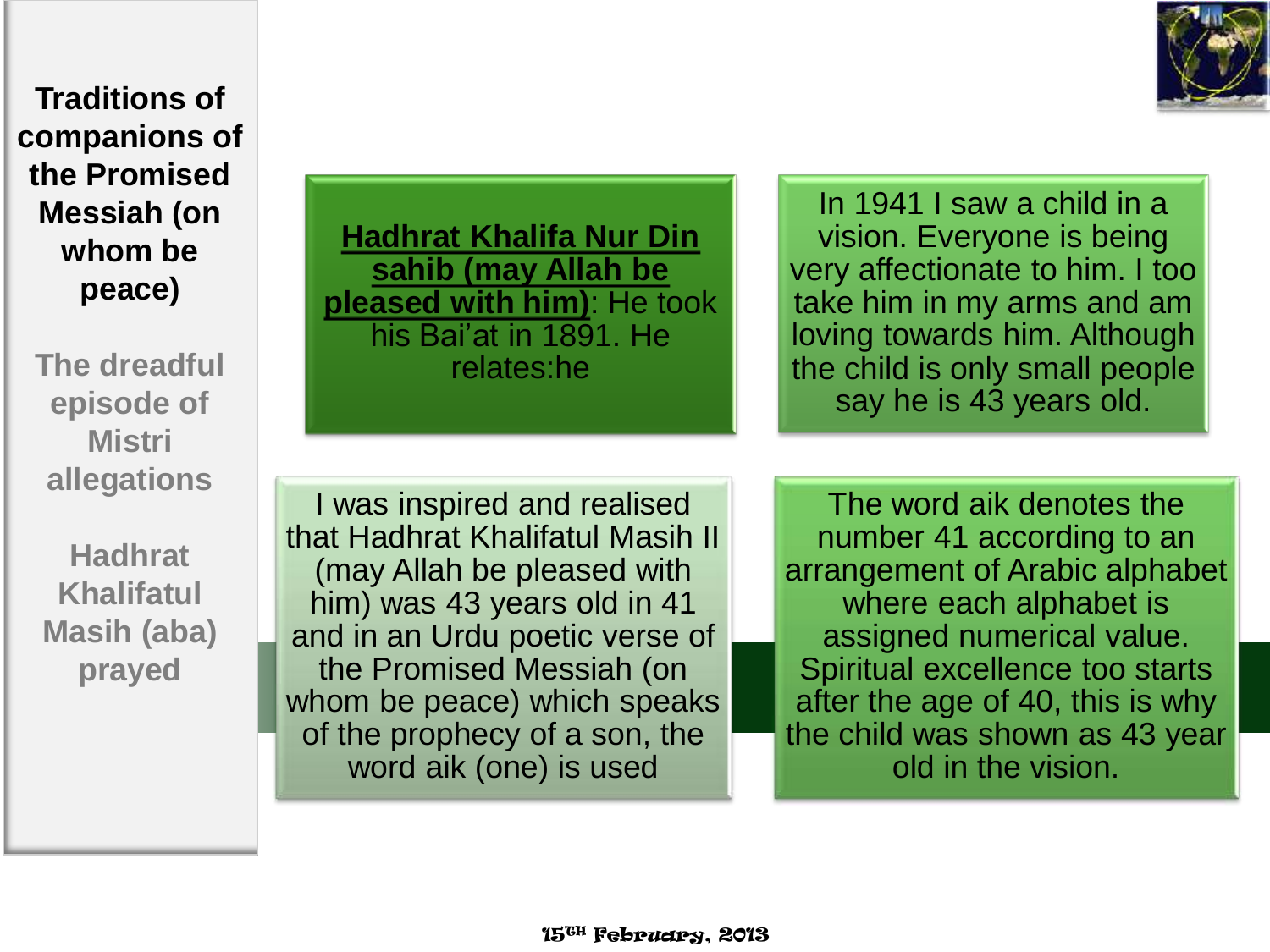**Traditions of companions of the Promised Messiah (on whom be peace)**

The dreadful episode of Mistri allegations

Hadhrat Khalifatul Masih (aba) prayed

**Hadhrat Khalifa Nur Din sahib (may Allah be pleased with him)**: He took his Bai'at in 1891. He relates:he

In 1941 I saw a child in a vision. Everyone is being very affectionate to him. I too take him in my arms and am loving towards him. Although the child is only small people say he is 43 years old.

I was inspired and realised that Hadhrat Khalifatul Masih II (may Allah be pleased with him) was 43 years old in 41 and in an Urdu poetic verse of the Promised Messiah (on whom be peace) which speaks of the prophecy of a son, the word aik (one) is used

The word aik denotes the number 41 according to an arrangement of Arabic alphabet where each alphabet is assigned numerical value. Spiritual excellence too starts after the age of 40, this is why the child was shown as 43 year old in the vision.

15TH February, 2013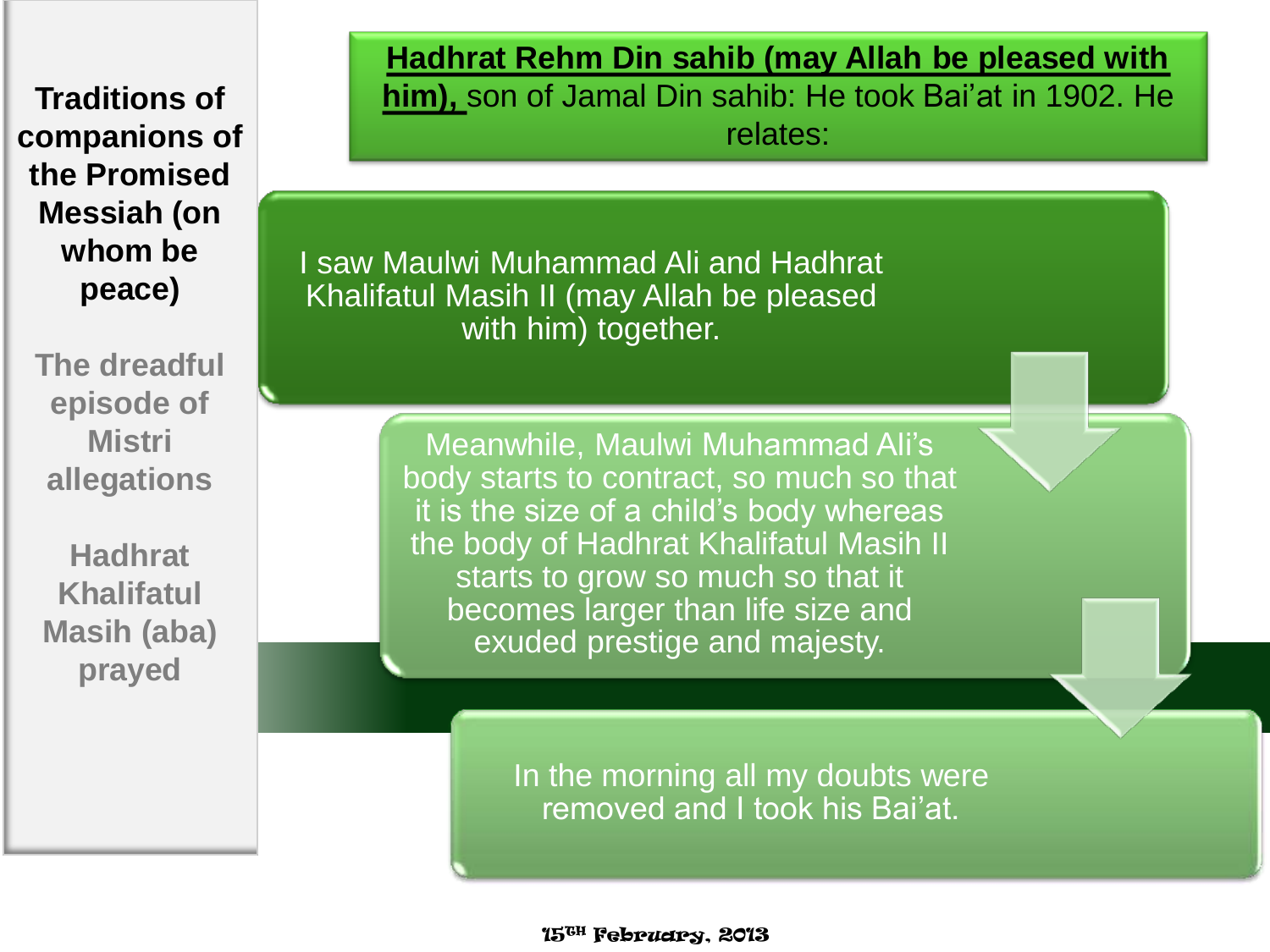**Traditions of companions of the Promised Messiah (on whom be peace)**

The dreadful episode of Mistri allegations

Hadhrat Khalifatul Masih (aba) prayed

**Hadhrat Rehm Din sahib (may Allah be pleased with him),** son of Jamal Din sahib: He took Bai'at in 1902. He relates:

I saw Maulwi Muhammad Ali and Hadhrat Khalifatul Masih II (may Allah be pleased with him) together.

Meanwhile, Maulwi Muhammad Ali's body starts to contract, so much so that it is the size of a child's body whereas the body of Hadhrat Khalifatul Masih II starts to grow so much so that it becomes larger than life size and exuded prestige and majesty.

In the morning all my doubts were removed and I took his Bai'at.

15TH February, 2013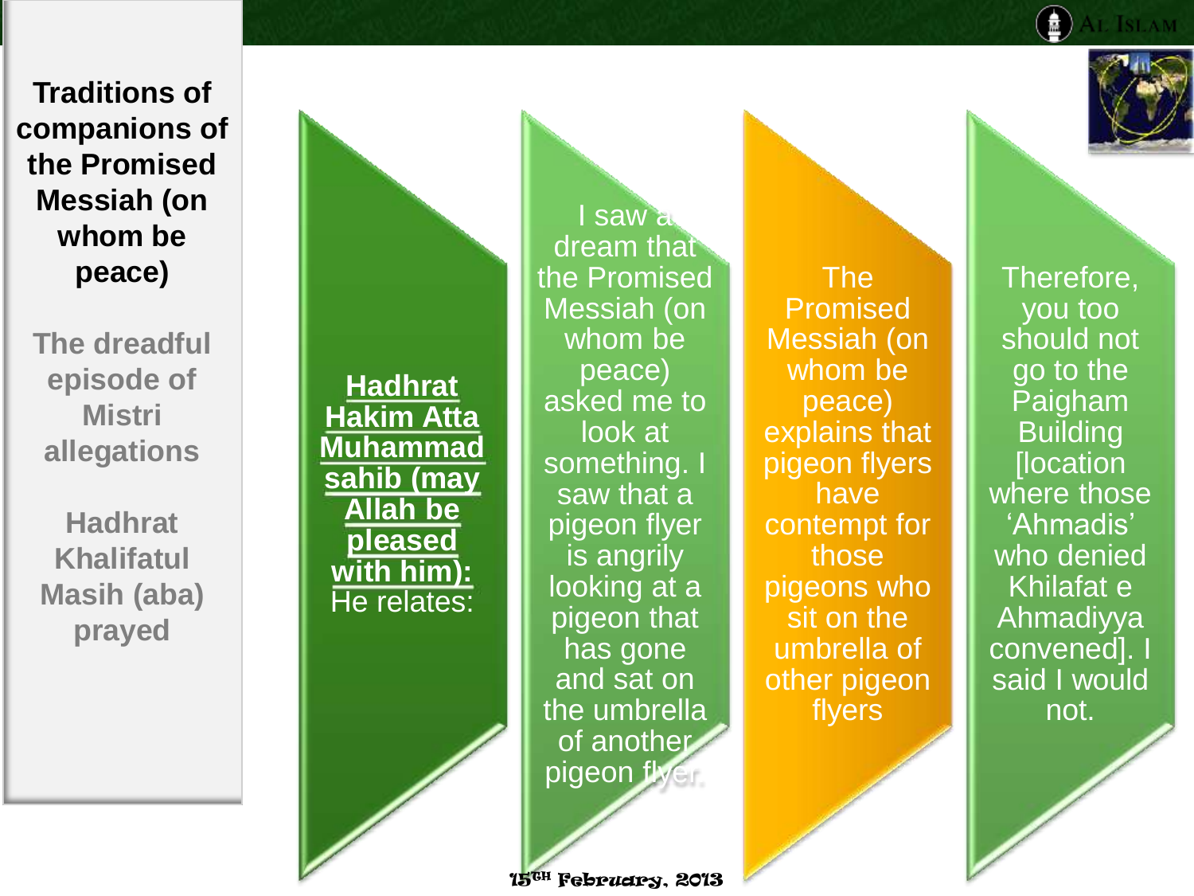**Traditions of companions of the Promised Messiah (on whom be peace)**

**The dreadful episode of Mistri allegations**

**Hadhrat Khalifatul Masih (aba) prayed**

**Hadhrat Hakim Atta Muhammad sahib (may Allah be pleased with him):** He relates:

I saw a dream that the Promised Messiah (on whom be peace) asked me to look at something. I saw that a pigeon flyer is angrily looking at a pigeon that has gone and sat on the umbrella of another pigeon flyer.

The Promised Messiah (on whom be peace) explains that pigeon flyers have contempt for those pigeons who sit on the umbrella of other pigeon flyers

Therefore, you too should not go to the Paigham Building [location where those 'Ahmadis' who denied Khilafat e Ahmadiyya convened]. I said I would not.

15TH February, 2013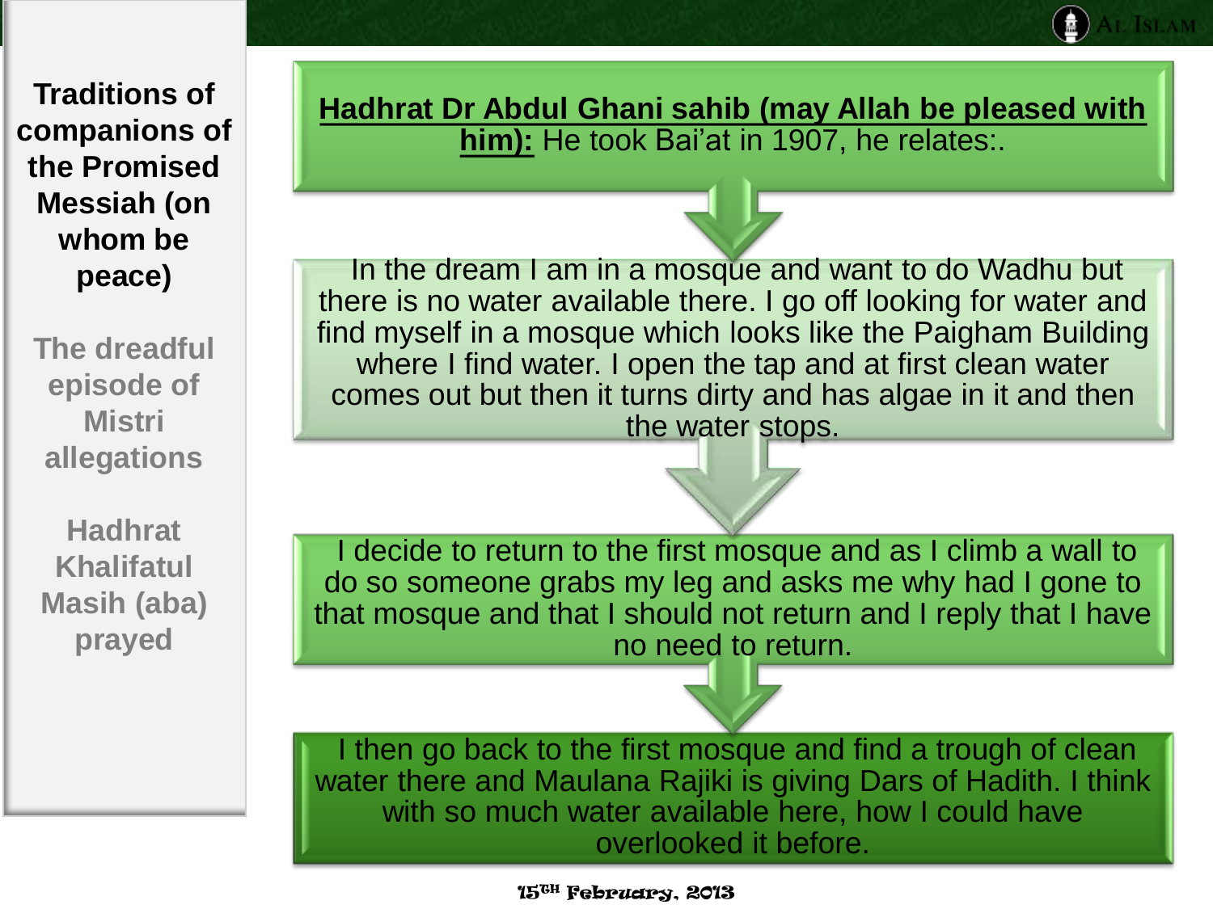**Traditions of companions of the Promised Messiah (on whom be peace)**

The dreadful episode of Mistri allegations

Hadhrat Khalifatul Masih (aba) prayed

**Hadhrat Dr Abdul Ghani sahib (may Allah be pleased with him):** He took Bai'at in 1907, he relates:.

In the dream I am in a mosque and want to do Wadhu but there is no water available there. I go off looking for water and find myself in a mosque which looks like the Paigham Building where I find water. I open the tap and at first clean water comes out but then it turns dirty and has algae in it and then the water stops.

I decide to return to the first mosque and as I climb a wall to do so someone grabs my leg and asks me why had I gone to that mosque and that I should not return and I reply that I have no need to return.

I then go back to the first mosque and find a trough of clean water there and Maulana Rajiki is giving Dars of Hadith. I think with so much water available here, how I could have overlooked it before.

15TH February, 2013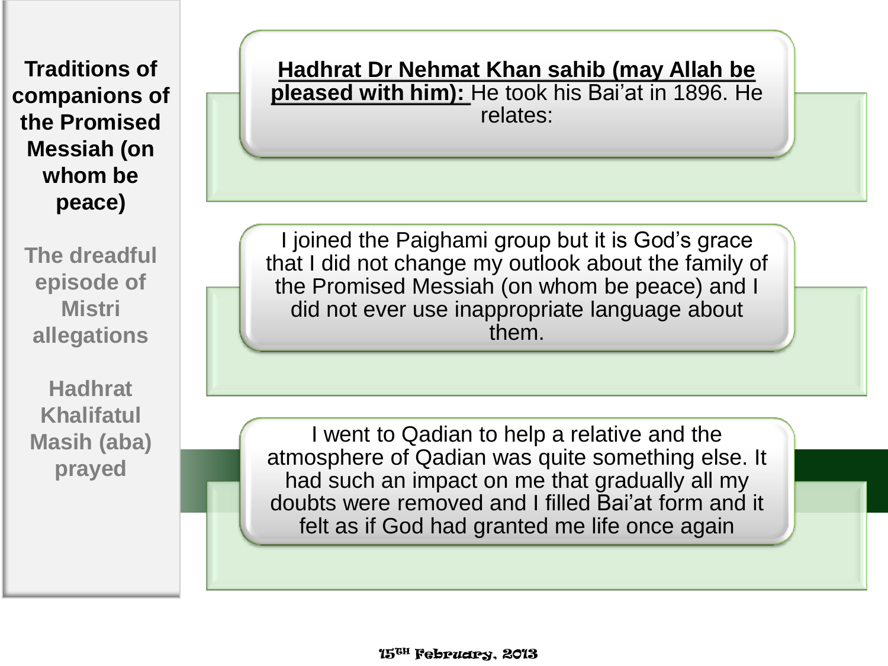**Traditions of companions of the Promised Messiah (on whom be peace)**

The dreadful episode of Mistri allegations

Hadhrat Khalifatul Masih (aba) prayed

**Hadhrat Dr Nehmat Khan sahib (may Allah be pleased with him):** He took his Bai'at in 1896. He relates:

I joined the Paighami group but it is God's grace that I did not change my outlook about the family of the Promised Messiah (on whom be peace) and I did not ever use inappropriate language about them.

I went to Qadian to help a relative and the atmosphere of Qadian was quite something else. It had such an impact on me that gradually all my doubts were removed and I filled Bai'at form and it felt as if God had granted me life once again

15TH February, 2013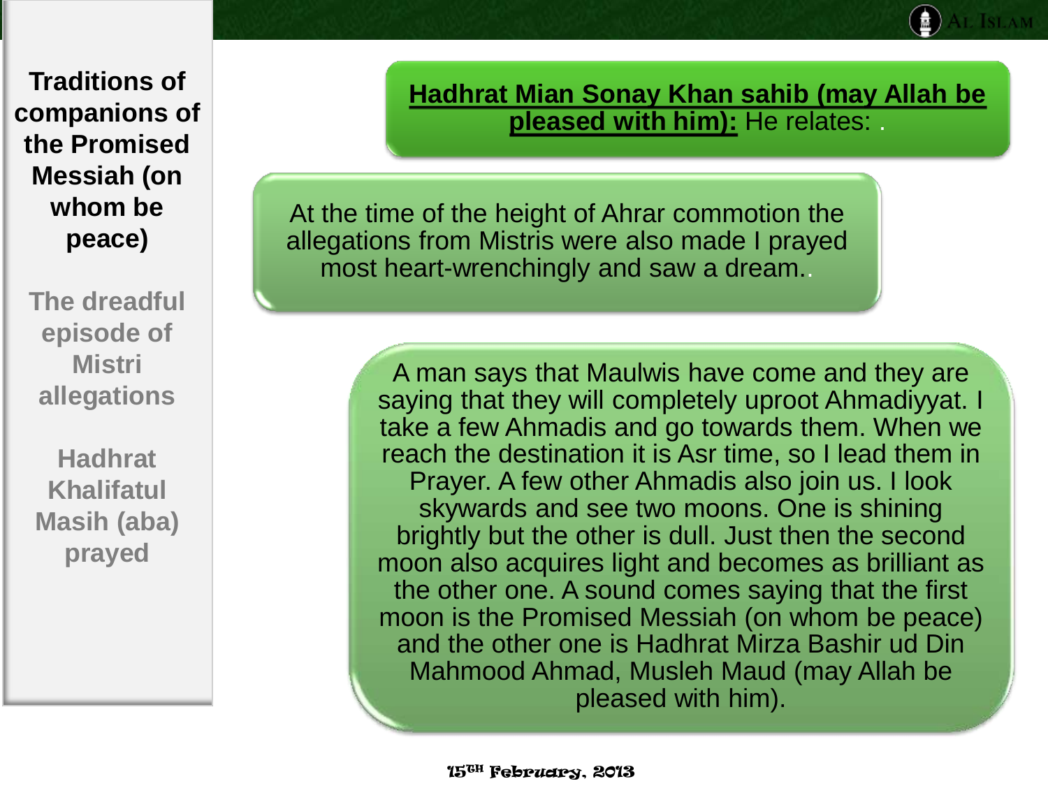**Traditions of companions of the Promised Messiah (on whom be peace)**

The dreadful episode of Mistri allegations

Hadhrat Khalifatul Masih (aba) prayed

**Hadhrat Mian Sonay Khan sahib (may Allah be pleased with him):** He relates: .

At the time of the height of Ahrar commotion the allegations from Mistris were also made I prayed most heart-wrenchingly and saw a dream..

A man says that Maulwis have come and they are saying that they will completely uproot Ahmadiyyat. I take a few Ahmadis and go towards them. When we reach the destination it is Asr time, so I lead them in Prayer. A few other Ahmadis also join us. I look skywards and see two moons. One is shining brightly but the other is dull. Just then the second moon also acquires light and becomes as brilliant as the other one. A sound comes saying that the first moon is the Promised Messiah (on whom be peace) and the other one is Hadhrat Mirza Bashir ud Din Mahmood Ahmad, Musleh Maud (may Allah be pleased with him).

15TH February, 2013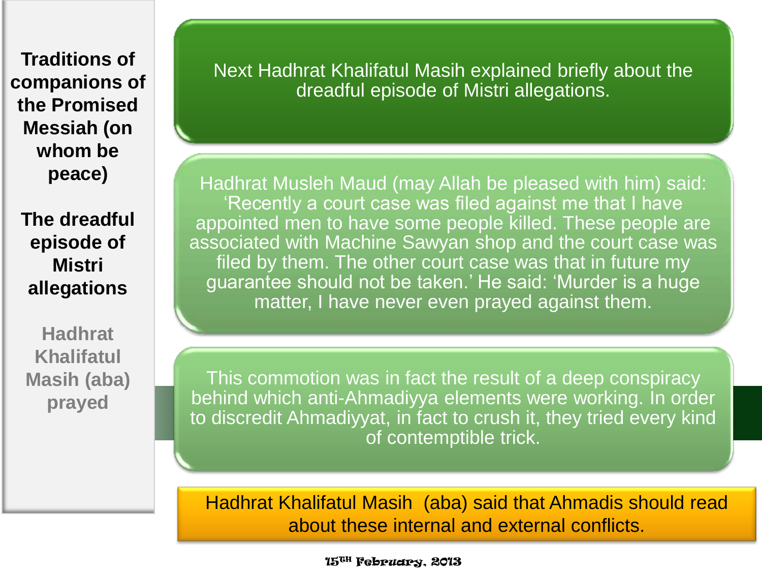**Traditions of companions of the Promised Messiah (on whom be peace)**

**The dreadful episode of Mistri allegations**

**Hadhrat Khalifatul Masih (aba) prayed**

Next Hadhrat Khalifatul Masih explained briefly about the dreadful episode of Mistri allegations.

Hadhrat Musleh Maud (may Allah be pleased with him) said: 'Recently a court case was filed against me that I have appointed men to have some people killed. These people are associated with Machine Sawyan shop and the court case was filed by them. The other court case was that in future my guarantee should not be taken.' He said: 'Murder is a huge matter, I have never even prayed against them.

This commotion was in fact the result of a deep conspiracy behind which anti-Ahmadiyya elements were working. In order to discredit Ahmadiyyat, in fact to crush it, they tried every kind of contemptible trick.

Hadhrat Khalifatul Masih (aba) said that Ahmadis should read about these internal and external conflicts.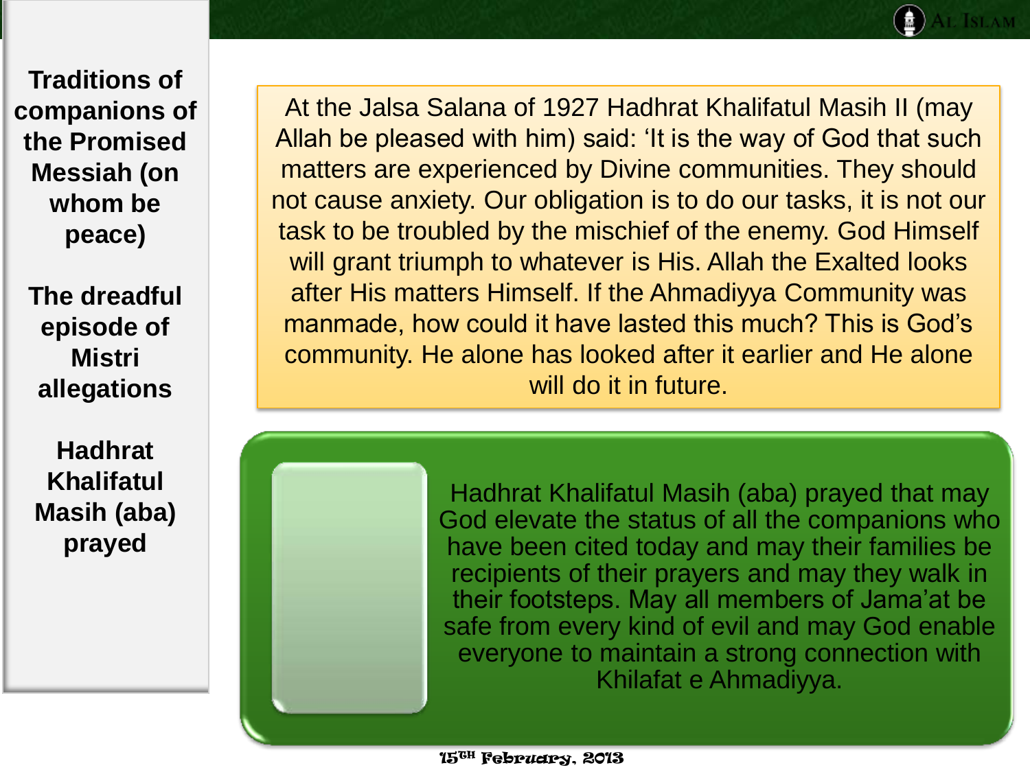**Traditions of companions of the Promised Messiah (on whom be peace)**

**The dreadful episode of Mistri allegations**

**Hadhrat Khalifatul Masih (aba) prayed**

At the Jalsa Salana of 1927 Hadhrat Khalifatul Masih II (may Allah be pleased with him) said: 'It is the way of God that such matters are experienced by Divine communities. They should not cause anxiety. Our obligation is to do our tasks, it is not our task to be troubled by the mischief of the enemy. God Himself will grant triumph to whatever is His. Allah the Exalted looks after His matters Himself. If the Ahmadiyya Community was manmade, how could it have lasted this much? This is God's community. He alone has looked after it earlier and He alone will do it in future.

Hadhrat Khalifatul Masih (aba) prayed that may God elevate the status of all the companions who have been cited today and may their families be recipients of their prayers and may they walk in their footsteps. May all members of Jama'at be safe from every kind of evil and may God enable everyone to maintain a strong connection with Khilafat e Ahmadiyya.